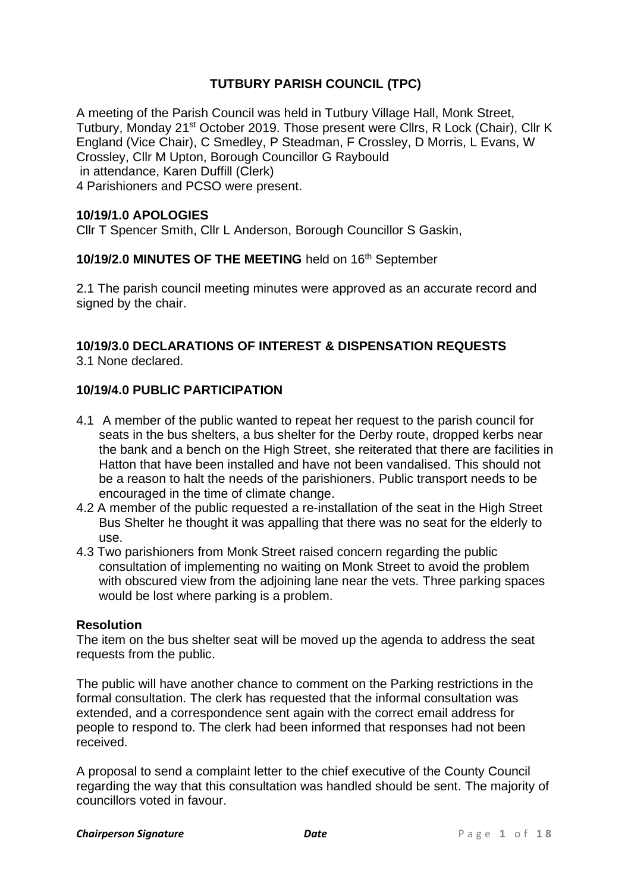# TUTBURY PARISH COUNCIL (TPC)

A meeting of the Parish Council was held in Tutbury Village Hall, Monk Street, Tutbury, Monday 21st October 2019. Those present were Cllrs, R Lock (Chair), Cllr K England (Vice Chair), C Smedley, P Steadman, F Crossley, D Morris, L Evans, W Crossley, Cllr M Upton, Borough Councillor G Raybould
 in attendance, Karen Duffill (Clerk)
4 Parishioners and PCSO were present.

## 10/19/1.0 APOLOGIES

Cllr T Spencer Smith, Cllr L Anderson, Borough Councillor S Gaskin,

## 10/19/2.0 MINUTES OF THE MEETING held on 16th September

2.1 The parish council meeting minutes were approved as an accurate record and signed by the chair.

## 10/19/3.0 DECLARATIONS OF INTEREST & DISPENSATION REQUESTS

3.1 None declared.

## 10/19/4.0 PUBLIC PARTICIPATION

4.1 A member of the public wanted to repeat her request to the parish council for seats in the bus shelters, a bus shelter for the Derby route, dropped kerbs near the bank and a bench on the High Street, she reiterated that there are facilities in Hatton that have been installed and have not been vandalised. This should not be a reason to halt the needs of the parishioners. Public transport needs to be encouraged in the time of climate change.

4.2 A member of the public requested a re-installation of the seat in the High Street Bus Shelter he thought it was appalling that there was no seat for the elderly to use.

4.3 Two parishioners from Monk Street raised concern regarding the public consultation of implementing no waiting on Monk Street to avoid the problem with obscured view from the adjoining lane near the vets. Three parking spaces would be lost where parking is a problem.

**Resolution**

The item on the bus shelter seat will be moved up the agenda to address the seat requests from the public.

The public will have another chance to comment on the Parking restrictions in the formal consultation. The clerk has requested that the informal consultation was extended, and a correspondence sent again with the correct email address for people to respond to. The clerk had been informed that responses had not been received.

A proposal to send a complaint letter to the chief executive of the County Council regarding the way that this consultation was handled should be sent. The majority of councillors voted in favour.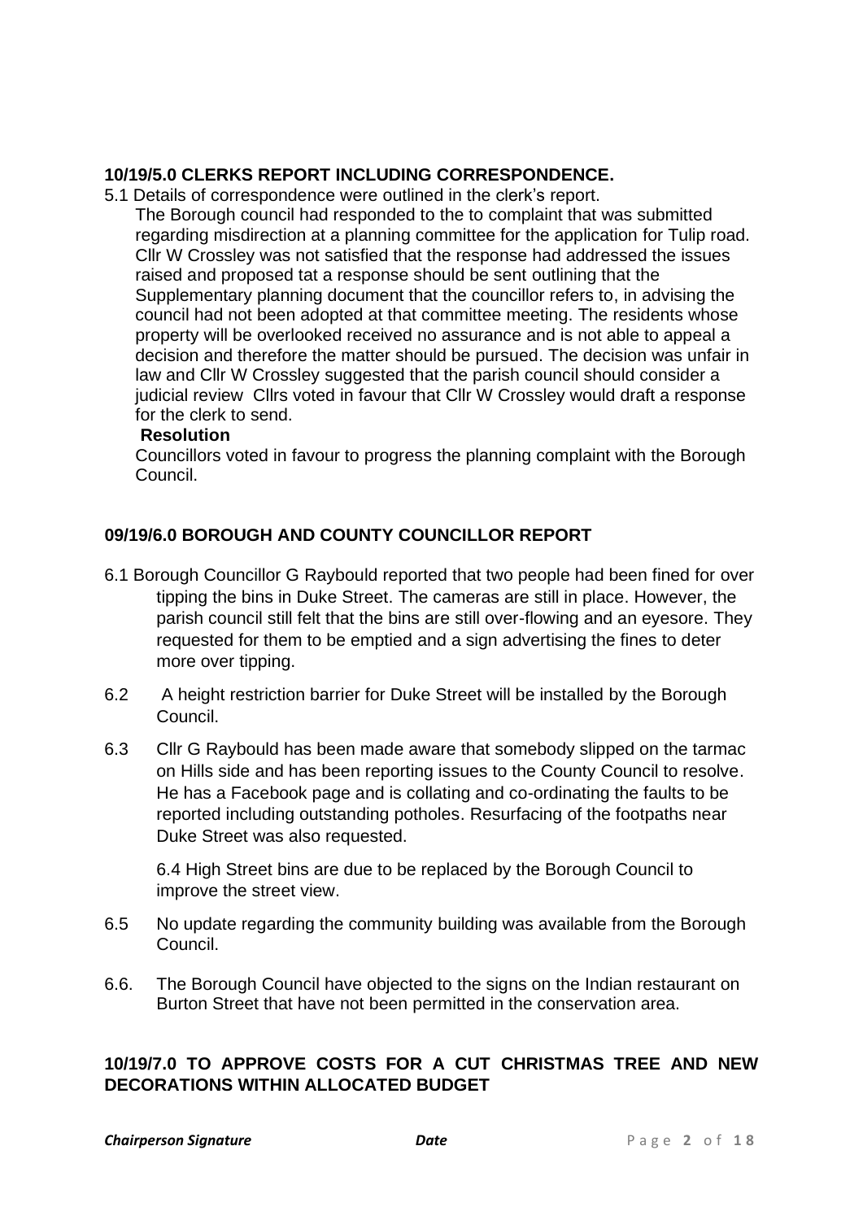### 10/19/5.0 CLERKS REPORT INCLUDING CORRESPONDENCE.

5.1 Details of correspondence were outlined in the clerk's report.

The Borough council had responded to the to complaint that was submitted regarding misdirection at a planning committee for the application for Tulip road. Cllr W Crossley was not satisfied that the response had addressed the issues raised and proposed tat a response should be sent outlining that the Supplementary planning document that the councillor refers to, in advising the council had not been adopted at that committee meeting. The residents whose property will be overlooked received no assurance and is not able to appeal a decision and therefore the matter should be pursued. The decision was unfair in law and Cllr W Crossley suggested that the parish council should consider a judicial review Cllrs voted in favour that Cllr W Crossley would draft a response for the clerk to send.

**Resolution**

Councillors voted in favour to progress the planning complaint with the Borough Council.

### 09/19/6.0 BOROUGH AND COUNTY COUNCILLOR REPORT

6.1 Borough Councillor G Raybould reported that two people had been fined for over tipping the bins in Duke Street. The cameras are still in place. However, the parish council still felt that the bins are still over-flowing and an eyesore. They requested for them to be emptied and a sign advertising the fines to deter more over tipping.

6.2 A height restriction barrier for Duke Street will be installed by the Borough Council.

6.3 Cllr G Raybould has been made aware that somebody slipped on the tarmac on Hills side and has been reporting issues to the County Council to resolve. He has a Facebook page and is collating and co-ordinating the faults to be reported including outstanding potholes. Resurfacing of the footpaths near Duke Street was also requested.

6.4 High Street bins are due to be replaced by the Borough Council to improve the street view.

6.5 No update regarding the community building was available from the Borough Council.

6.6. The Borough Council have objected to the signs on the Indian restaurant on Burton Street that have not been permitted in the conservation area.

### 10/19/7.0 TO APPROVE COSTS FOR A CUT CHRISTMAS TREE AND NEW DECORATIONS WITHIN ALLOCATED BUDGET

*Chairperson Signature* *Date*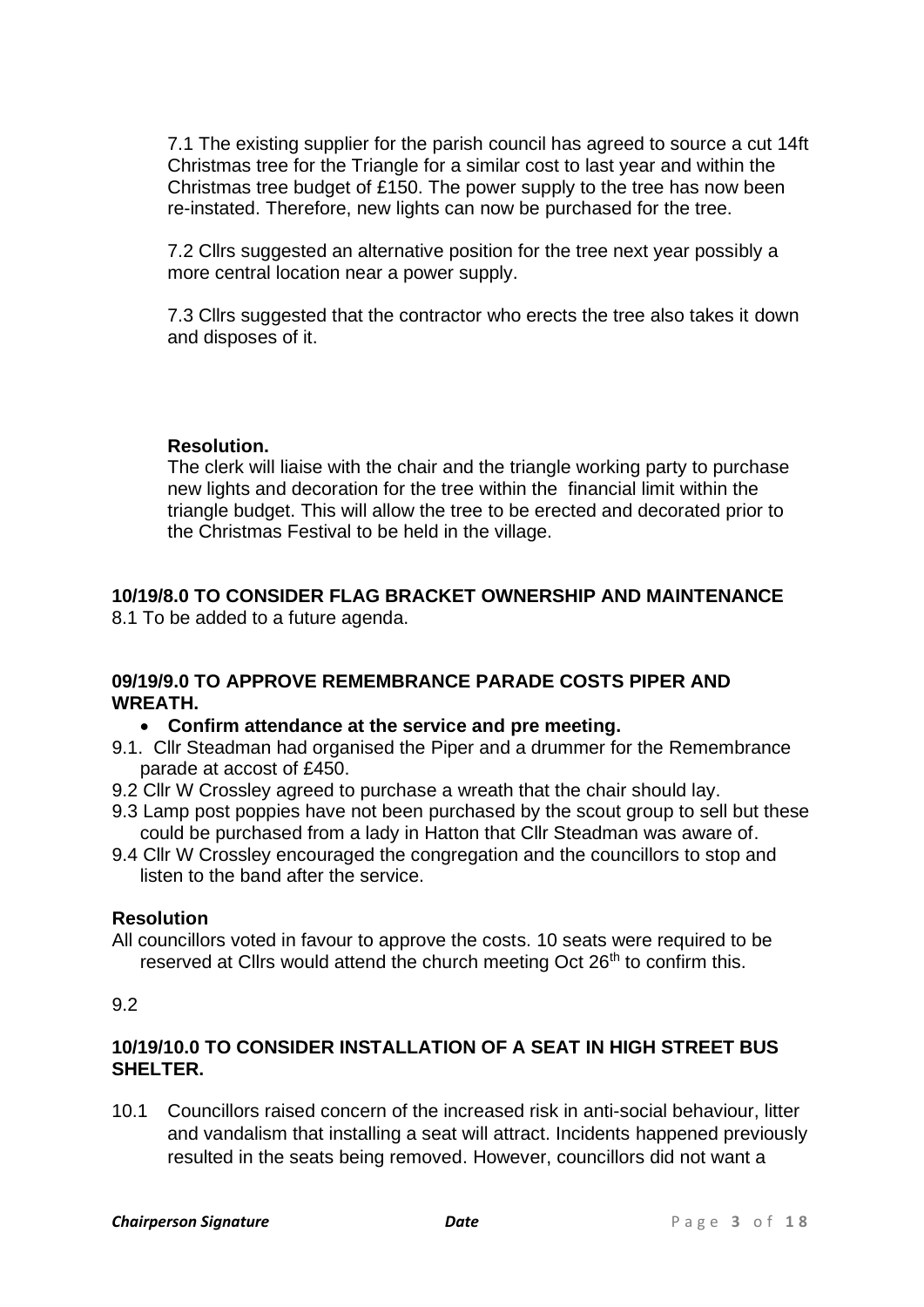7.1 The existing supplier for the parish council has agreed to source a cut 14ft Christmas tree for the Triangle for a similar cost to last year and within the Christmas tree budget of £150. The power supply to the tree has now been re-instated. Therefore, new lights can now be purchased for the tree.

7.2 Cllrs suggested an alternative position for the tree next year possibly a more central location near a power supply.

7.3 Cllrs suggested that the contractor who erects the tree also takes it down and disposes of it.

**Resolution.**
The clerk will liaise with the chair and the triangle working party to purchase new lights and decoration for the tree within the financial limit within the triangle budget. This will allow the tree to be erected and decorated prior to the Christmas Festival to be held in the village.

**10/19/8.0 TO CONSIDER FLAG BRACKET OWNERSHIP AND MAINTENANCE**

8.1 To be added to a future agenda.

**09/19/9.0 TO APPROVE REMEMBRANCE PARADE COSTS PIPER AND WREATH.**

- **Confirm attendance at the service and pre meeting.**

9.1. Cllr Steadman had organised the Piper and a drummer for the Remembrance parade at accost of £450.

9.2 Cllr W Crossley agreed to purchase a wreath that the chair should lay.

9.3 Lamp post poppies have not been purchased by the scout group to sell but these could be purchased from a lady in Hatton that Cllr Steadman was aware of.

9.4 Cllr W Crossley encouraged the congregation and the councillors to stop and listen to the band after the service.

**Resolution**

All councillors voted in favour to approve the costs. 10 seats were required to be reserved at Cllrs would attend the church meeting Oct 26th to confirm this.

9.2

**10/19/10.0 TO CONSIDER INSTALLATION OF A SEAT IN HIGH STREET BUS SHELTER.**

10.1 Councillors raised concern of the increased risk in anti-social behaviour, litter and vandalism that installing a seat will attract. Incidents happened previously resulted in the seats being removed. However, councillors did not want a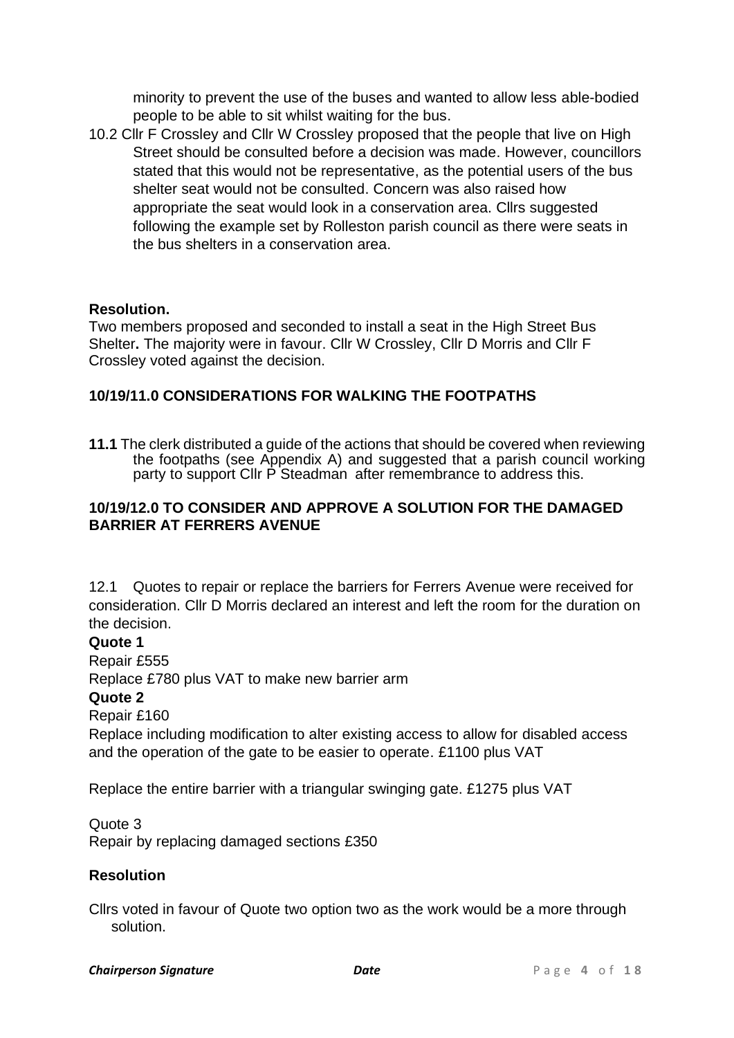minority to prevent the use of the buses and wanted to allow less able-bodied people to be able to sit whilst waiting for the bus.

10.2 Cllr F Crossley and Cllr W Crossley proposed that the people that live on High Street should be consulted before a decision was made. However, councillors stated that this would not be representative, as the potential users of the bus shelter seat would not be consulted. Concern was also raised how appropriate the seat would look in a conservation area. Cllrs suggested following the example set by Rolleston parish council as there were seats in the bus shelters in a conservation area.

**Resolution.**

Two members proposed and seconded to install a seat in the High Street Bus Shelter**.** The majority were in favour. Cllr W Crossley, Cllr D Morris and Cllr F Crossley voted against the decision.

## 10/19/11.0 CONSIDERATIONS FOR WALKING THE FOOTPATHS

**11.1** The clerk distributed a guide of the actions that should be covered when reviewing the footpaths (see Appendix A) and suggested that a parish council working party to support Cllr P Steadman after remembrance to address this.

## 10/19/12.0 TO CONSIDER AND APPROVE A SOLUTION FOR THE DAMAGED BARRIER AT FERRERS AVENUE

12.1 Quotes to repair or replace the barriers for Ferrers Avenue were received for consideration. Cllr D Morris declared an interest and left the room for the duration on the decision.

**Quote 1**

Repair £555

Replace £780 plus VAT to make new barrier arm

**Quote 2**

Repair £160

Replace including modification to alter existing access to allow for disabled access and the operation of the gate to be easier to operate. £1100 plus VAT

Replace the entire barrier with a triangular swinging gate. £1275 plus VAT

Quote 3

Repair by replacing damaged sections £350

**Resolution**

Cllrs voted in favour of Quote two option two as the work would be a more through solution.

*Chairperson Signature* *Date*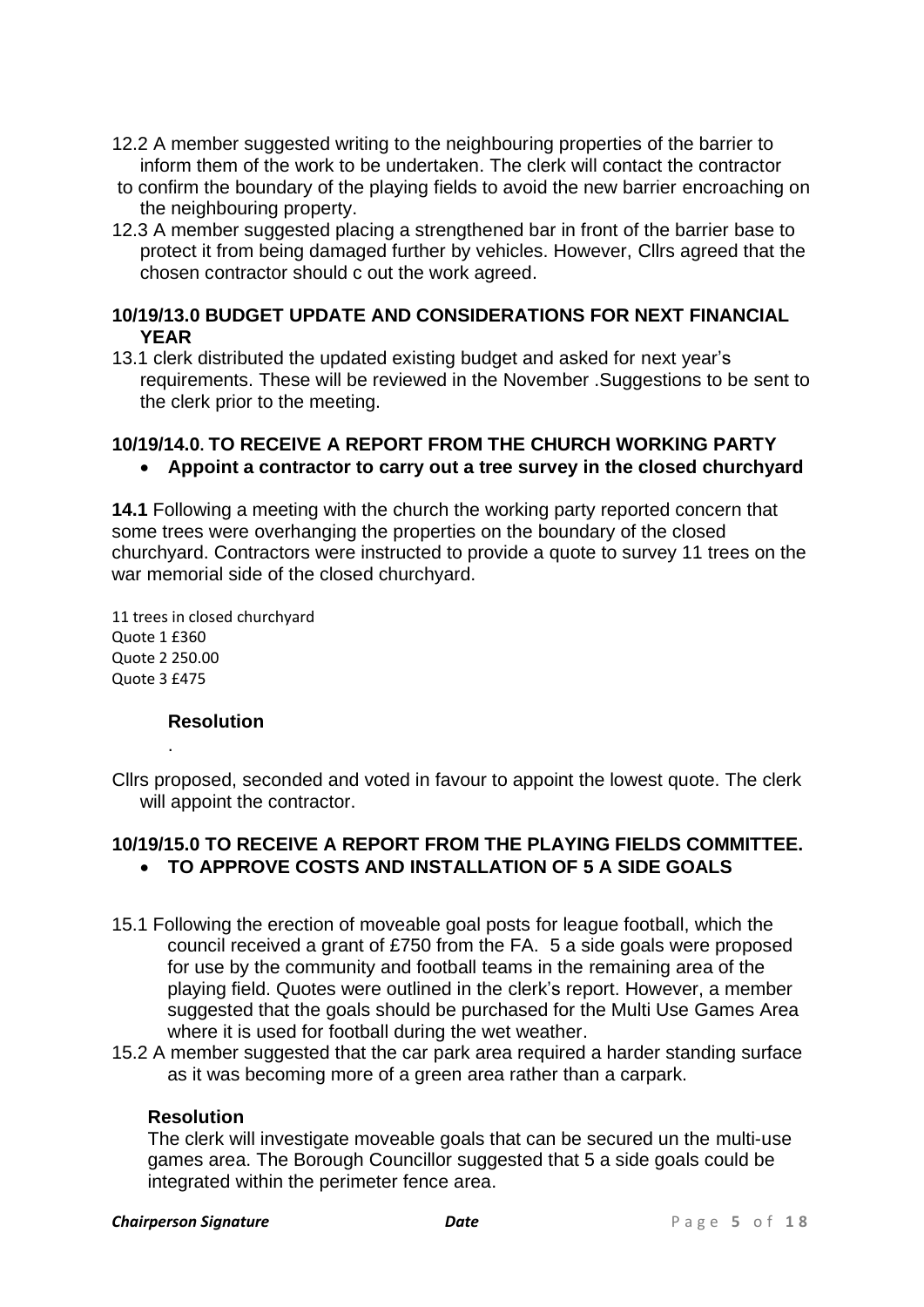12.2 A member suggested writing to the neighbouring properties of the barrier to inform them of the work to be undertaken. The clerk will contact the contractor to confirm the boundary of the playing fields to avoid the new barrier encroaching on the neighbouring property.

12.3 A member suggested placing a strengthened bar in front of the barrier base to protect it from being damaged further by vehicles. However, Cllrs agreed that the chosen contractor should c out the work agreed.

**10/19/13.0 BUDGET UPDATE AND CONSIDERATIONS FOR NEXT FINANCIAL YEAR**

13.1 clerk distributed the updated existing budget and asked for next year's requirements. These will be reviewed in the November .Suggestions to be sent to the clerk prior to the meeting.

**10/19/14.0. TO RECEIVE A REPORT FROM THE CHURCH WORKING PARTY**

- **Appoint a contractor to carry out a tree survey in the closed churchyard**

**14.1** Following a meeting with the church the working party reported concern that some trees were overhanging the properties on the boundary of the closed churchyard. Contractors were instructed to provide a quote to survey 11 trees on the war memorial side of the closed churchyard.

11 trees in closed churchyard
Quote 1 £360
Quote 2 250.00
Quote 3 £475

**Resolution**

.

Cllrs proposed, seconded and voted in favour to appoint the lowest quote. The clerk will appoint the contractor.

**10/19/15.0 TO RECEIVE A REPORT FROM THE PLAYING FIELDS COMMITTEE.**

- **TO APPROVE COSTS AND INSTALLATION OF 5 A SIDE GOALS**

15.1 Following the erection of moveable goal posts for league football, which the council received a grant of £750 from the FA. 5 a side goals were proposed for use by the community and football teams in the remaining area of the playing field. Quotes were outlined in the clerk's report. However, a member suggested that the goals should be purchased for the Multi Use Games Area where it is used for football during the wet weather.

15.2 A member suggested that the car park area required a harder standing surface as it was becoming more of a green area rather than a carpark.

**Resolution**

The clerk will investigate moveable goals that can be secured un the multi-use games area. The Borough Councillor suggested that 5 a side goals could be integrated within the perimeter fence area.

***Chairperson Signature*** ***Date***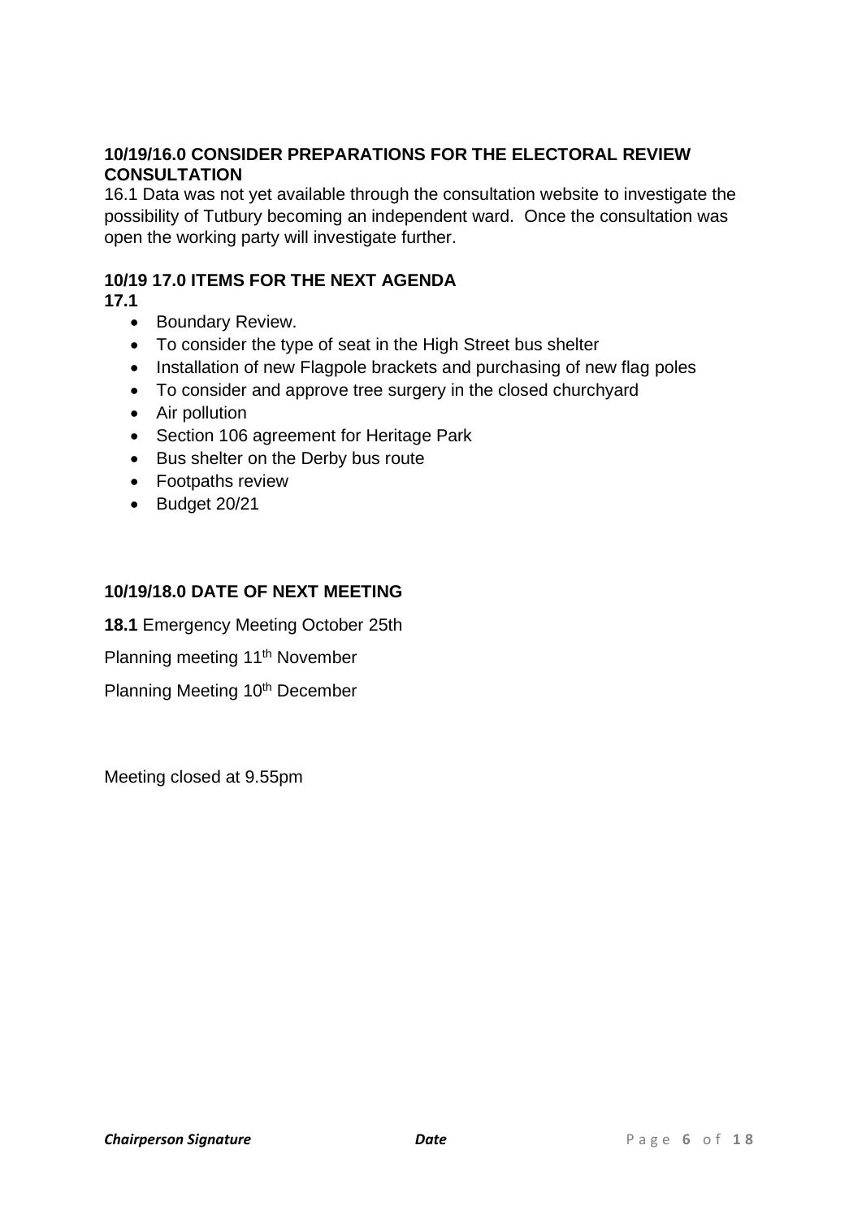### 10/19/16.0 CONSIDER PREPARATIONS FOR THE ELECTORAL REVIEW CONSULTATION

16.1 Data was not yet available through the consultation website to investigate the possibility of Tutbury becoming an independent ward. Once the consultation was open the working party will investigate further.

### 10/19 17.0 ITEMS FOR THE NEXT AGENDA

**17.1**

- Boundary Review.
- To consider the type of seat in the High Street bus shelter
- Installation of new Flagpole brackets and purchasing of new flag poles
- To consider and approve tree surgery in the closed churchyard
- Air pollution
- Section 106 agreement for Heritage Park
- Bus shelter on the Derby bus route
- Footpaths review
- Budget 20/21

### 10/19/18.0 DATE OF NEXT MEETING

**18.1** Emergency Meeting October 25th

Planning meeting 11th November

Planning Meeting 10th December

Meeting closed at 9.55pm

***Chairperson Signature*** ***Date***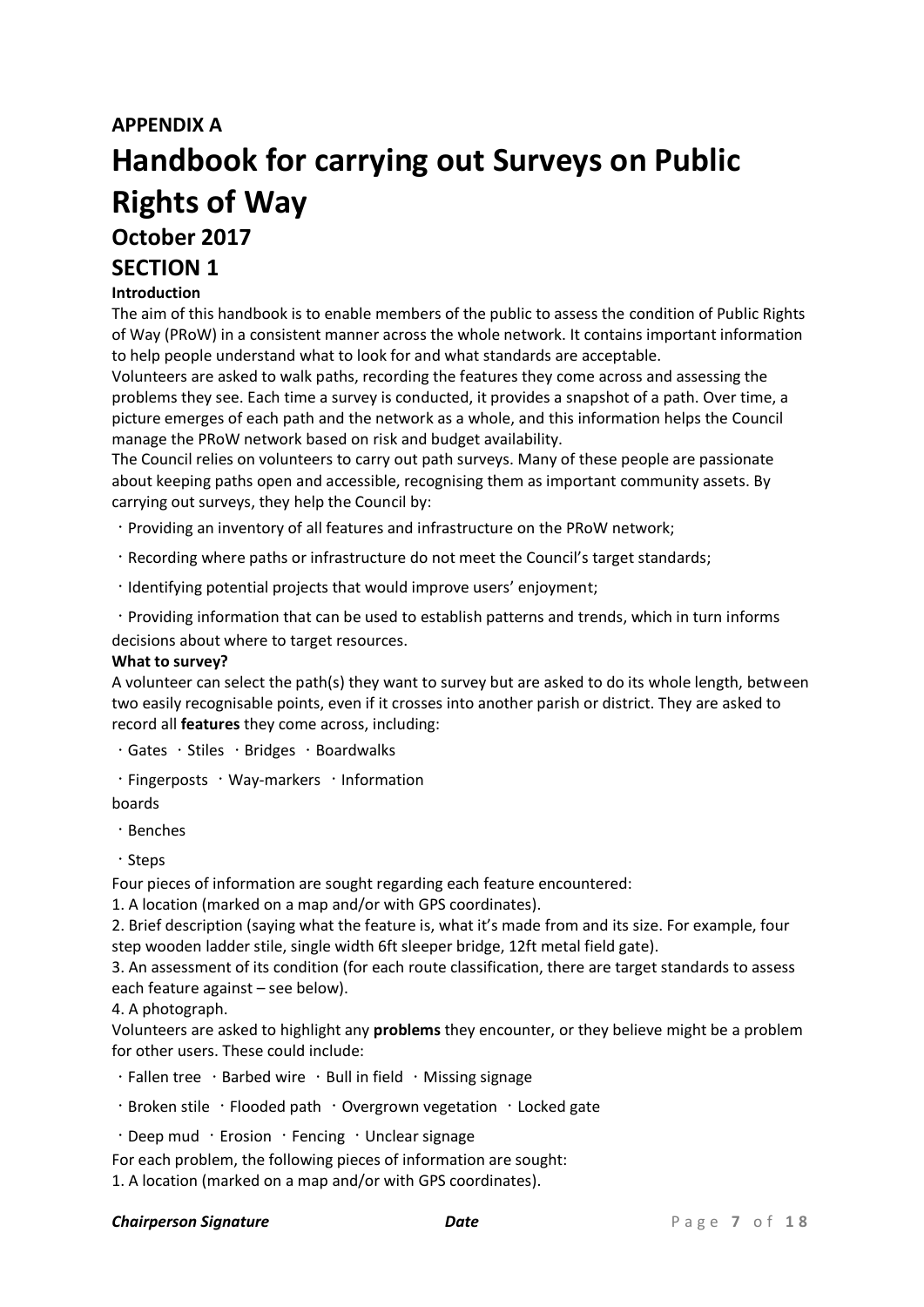# APPENDIX A

# Handbook for carrying out Surveys on Public Rights of Way

## October 2017

## SECTION 1

**Introduction**

The aim of this handbook is to enable members of the public to assess the condition of Public Rights of Way (PRoW) in a consistent manner across the whole network. It contains important information to help people understand what to look for and what standards are acceptable.

Volunteers are asked to walk paths, recording the features they come across and assessing the problems they see. Each time a survey is conducted, it provides a snapshot of a path. Over time, a picture emerges of each path and the network as a whole, and this information helps the Council manage the PRoW network based on risk and budget availability.

The Council relies on volunteers to carry out path surveys. Many of these people are passionate about keeping paths open and accessible, recognising them as important community assets. By carrying out surveys, they help the Council by:

- Providing an inventory of all features and infrastructure on the PRoW network;
- Recording where paths or infrastructure do not meet the Council's target standards;
- Identifying potential projects that would improve users' enjoyment;
- Providing information that can be used to establish patterns and trends, which in turn informs decisions about where to target resources.

**What to survey?**

A volunteer can select the path(s) they want to survey but are asked to do its whole length, between two easily recognisable points, even if it crosses into another parish or district. They are asked to record all **features** they come across, including:

- Gates
- Stiles
- Bridges
- Boardwalks
- Fingerposts
- Way-markers
- Information boards
- Benches
- Steps

Four pieces of information are sought regarding each feature encountered:

1. A location (marked on a map and/or with GPS coordinates).
2. Brief description (saying what the feature is, what it's made from and its size. For example, four step wooden ladder stile, single width 6ft sleeper bridge, 12ft metal field gate).
3. An assessment of its condition (for each route classification, there are target standards to assess each feature against – see below).
4. A photograph.

Volunteers are asked to highlight any **problems** they encounter, or they believe might be a problem for other users. These could include:

- Fallen tree
- Barbed wire
- Bull in field
- Missing signage
- Broken stile
- Flooded path
- Overgrown vegetation
- Locked gate
- Deep mud
- Erosion
- Fencing
- Unclear signage

For each problem, the following pieces of information are sought:

1. A location (marked on a map and/or with GPS coordinates).

***Chairperson Signature*** ***Date***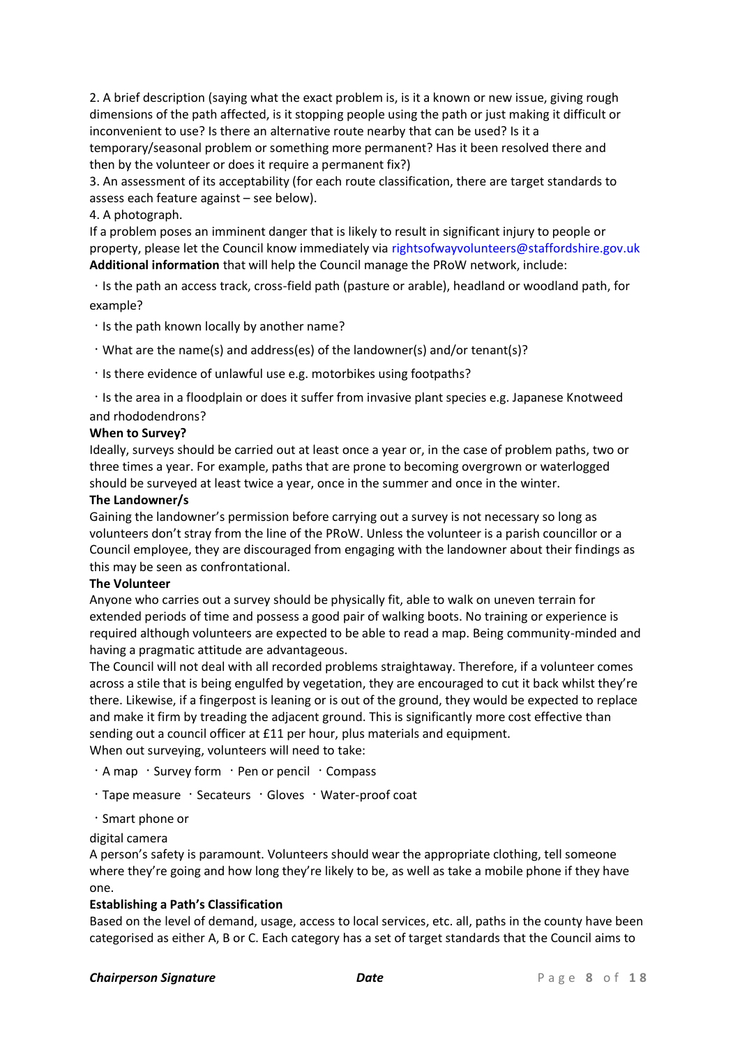2. A brief description (saying what the exact problem is, is it a known or new issue, giving rough dimensions of the path affected, is it stopping people using the path or just making it difficult or inconvenient to use? Is there an alternative route nearby that can be used? Is it a temporary/seasonal problem or something more permanent? Has it been resolved there and then by the volunteer or does it require a permanent fix?)

3. An assessment of its acceptability (for each route classification, there are target standards to assess each feature against – see below).

4. A photograph.

If a problem poses an imminent danger that is likely to result in significant injury to people or property, please let the Council know immediately via rightsofwayvolunteers@staffordshire.gov.uk

**Additional information** that will help the Council manage the PRoW network, include:

- Is the path an access track, cross-field path (pasture or arable), headland or woodland path, for example?
- Is the path known locally by another name?
- What are the name(s) and address(es) of the landowner(s) and/or tenant(s)?
- Is there evidence of unlawful use e.g. motorbikes using footpaths?
- Is the area in a floodplain or does it suffer from invasive plant species e.g. Japanese Knotweed and rhododendrons?

**When to Survey?**

Ideally, surveys should be carried out at least once a year or, in the case of problem paths, two or three times a year. For example, paths that are prone to becoming overgrown or waterlogged should be surveyed at least twice a year, once in the summer and once in the winter.

**The Landowner/s**

Gaining the landowner's permission before carrying out a survey is not necessary so long as volunteers don't stray from the line of the PRoW. Unless the volunteer is a parish councillor or a Council employee, they are discouraged from engaging with the landowner about their findings as this may be seen as confrontational.

**The Volunteer**

Anyone who carries out a survey should be physically fit, able to walk on uneven terrain for extended periods of time and possess a good pair of walking boots. No training or experience is required although volunteers are expected to be able to read a map. Being community-minded and having a pragmatic attitude are advantageous.

The Council will not deal with all recorded problems straightaway. Therefore, if a volunteer comes across a stile that is being engulfed by vegetation, they are encouraged to cut it back whilst they're there. Likewise, if a fingerpost is leaning or is out of the ground, they would be expected to replace and make it firm by treading the adjacent ground. This is significantly more cost effective than sending out a council officer at £11 per hour, plus materials and equipment.

When out surveying, volunteers will need to take:

- A map
- Survey form
- Pen or pencil
- Compass
- Tape measure
- Secateurs
- Gloves
- Water-proof coat
- Smart phone or digital camera

A person's safety is paramount. Volunteers should wear the appropriate clothing, tell someone where they're going and how long they're likely to be, as well as take a mobile phone if they have one.

**Establishing a Path's Classification**

Based on the level of demand, usage, access to local services, etc. all, paths in the county have been categorised as either A, B or C. Each category has a set of target standards that the Council aims to

***Chairperson Signature*** ***Date***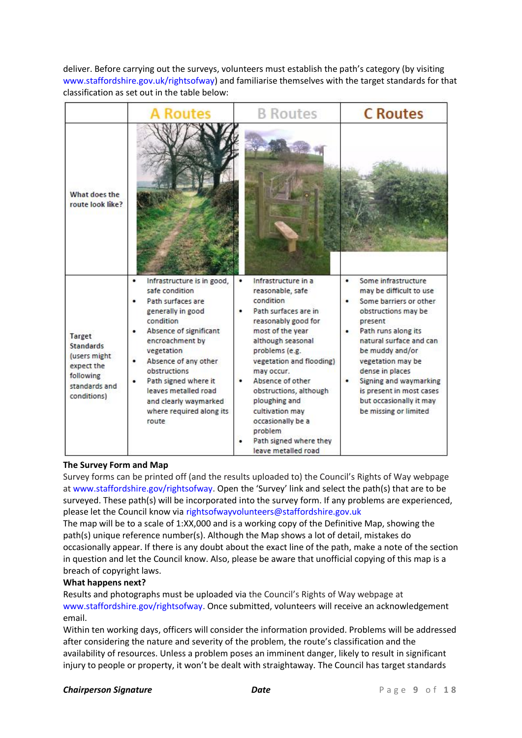deliver. Before carrying out the surveys, volunteers must establish the path's category (by visiting www.staffordshire.gov.uk/rightsofway) and familiarise themselves with the target standards for that classification as set out in the table below:

| | A Routes | B Routes | C Routes |
|---|---|---|---|
| What does the route look like? | | | |
| Target Standards (users might expect the following standards and conditions) | • Infrastructure is in good, safe condition<br>• Path surfaces are generally in good condition<br>• Absence of significant encroachment by vegetation<br>• Absence of any other obstructions<br>• Path signed where it leaves metalled road and clearly waymarked where required along its route | • Infrastructure in a reasonable, safe condition<br>• Path surfaces are in reasonably good for most of the year although seasonal problems (e.g. vegetation and flooding) may occur.<br>• Absence of other obstructions, although ploughing and cultivation may occasionally be a problem<br>• Path signed where they leave metalled road | • Some infrastructure may be difficult to use<br>• Some barriers or other obstructions may be present<br>• Path runs along its natural surface and can be muddy and/or vegetation may be dense in places<br>• Signing and waymarking is present in most cases but occasionally it may be missing or limited |

**The Survey Form and Map**

Survey forms can be printed off (and the results uploaded to) the Council's Rights of Way webpage at www.staffordshire.gov/rightsofway. Open the 'Survey' link and select the path(s) that are to be surveyed. These path(s) will be incorporated into the survey form. If any problems are experienced, please let the Council know via rightsofwayvolunteers@staffordshire.gov.uk

The map will be to a scale of 1:XX,000 and is a working copy of the Definitive Map, showing the path(s) unique reference number(s). Although the Map shows a lot of detail, mistakes do occasionally appear. If there is any doubt about the exact line of the path, make a note of the section in question and let the Council know. Also, please be aware that unofficial copying of this map is a breach of copyright laws.

**What happens next?**

Results and photographs must be uploaded via the Council's Rights of Way webpage at www.staffordshire.gov/rightsofway. Once submitted, volunteers will receive an acknowledgement email.

Within ten working days, officers will consider the information provided. Problems will be addressed after considering the nature and severity of the problem, the route's classification and the availability of resources. Unless a problem poses an imminent danger, likely to result in significant injury to people or property, it won't be dealt with straightaway. The Council has target standards

***Chairperson Signature*** ***Date***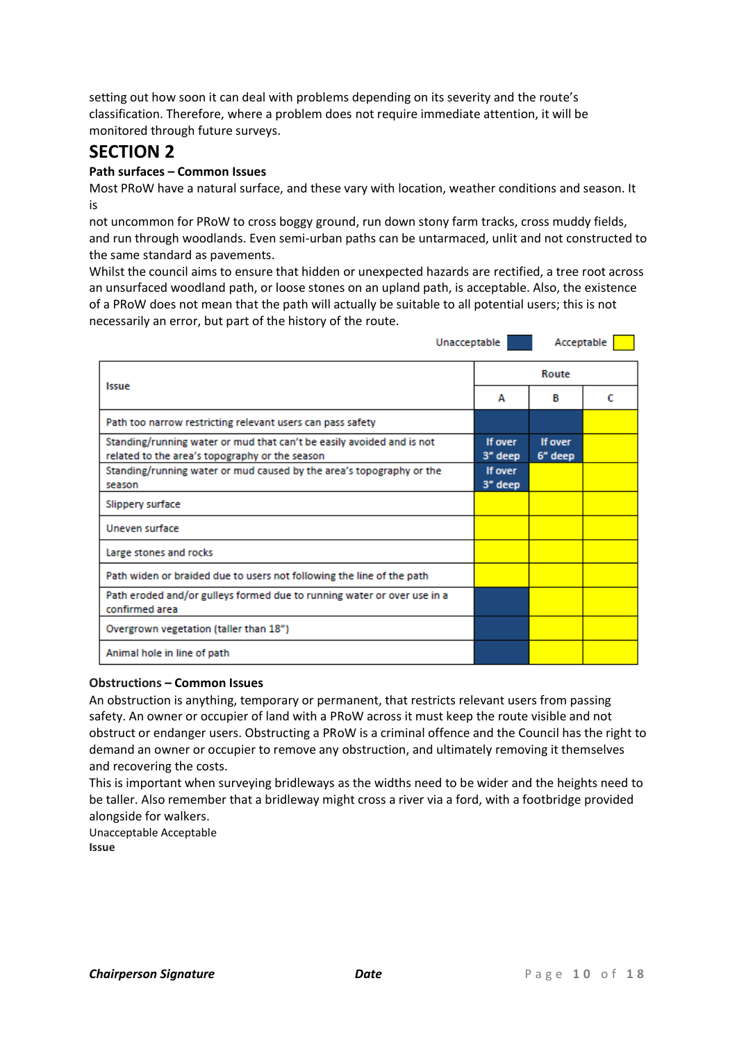setting out how soon it can deal with problems depending on its severity and the route's classification. Therefore, where a problem does not require immediate attention, it will be monitored through future surveys.

# SECTION 2

**Path surfaces – Common Issues**

Most PRoW have a natural surface, and these vary with location, weather conditions and season. It is

not uncommon for PRoW to cross boggy ground, run down stony farm tracks, cross muddy fields, and run through woodlands. Even semi-urban paths can be untarmaced, unlit and not constructed to the same standard as pavements.

Whilst the council aims to ensure that hidden or unexpected hazards are rectified, a tree root across an unsurfaced woodland path, or loose stones on an upland path, is acceptable. Also, the existence of a PRoW does not mean that the path will actually be suitable to all potential users; this is not necessarily an error, but part of the history of the route.

Unacceptable (blue) Acceptable (yellow)

| Issue | Route | | |
|---|---|---|---|
| | A | B | C |
| Path too narrow restricting relevant users can pass safety | Unacceptable | Unacceptable | Acceptable |
| Standing/running water or mud that can't be easily avoided and is not related to the area's topography or the season | If over 3" deep | If over 6" deep | Acceptable |
| Standing/running water or mud caused by the area's topography or the season | If over 3" deep | Acceptable | Acceptable |
| Slippery surface | Acceptable | Acceptable | Acceptable |
| Uneven surface | Acceptable | Acceptable | Acceptable |
| Large stones and rocks | Acceptable | Acceptable | Acceptable |
| Path widen or braided due to users not following the line of the path | Acceptable | Acceptable | Acceptable |
| Path eroded and/or gulleys formed due to running water or over use in a confirmed area | Unacceptable | Acceptable | Acceptable |
| Overgrown vegetation (taller than 18") | Unacceptable | Acceptable | Acceptable |
| Animal hole in line of path | Unacceptable | Acceptable | Acceptable |

**Obstructions – Common Issues**

An obstruction is anything, temporary or permanent, that restricts relevant users from passing safety. An owner or occupier of land with a PRoW across it must keep the route visible and not obstruct or endanger users. Obstructing a PRoW is a criminal offence and the Council has the right to demand an owner or occupier to remove any obstruction, and ultimately removing it themselves and recovering the costs.

This is important when surveying bridleways as the widths need to be wider and the heights need to be taller. Also remember that a bridleway might cross a river via a ford, with a footbridge provided alongside for walkers.

Unacceptable Acceptable

**Issue**

***Chairperson Signature*** ***Date***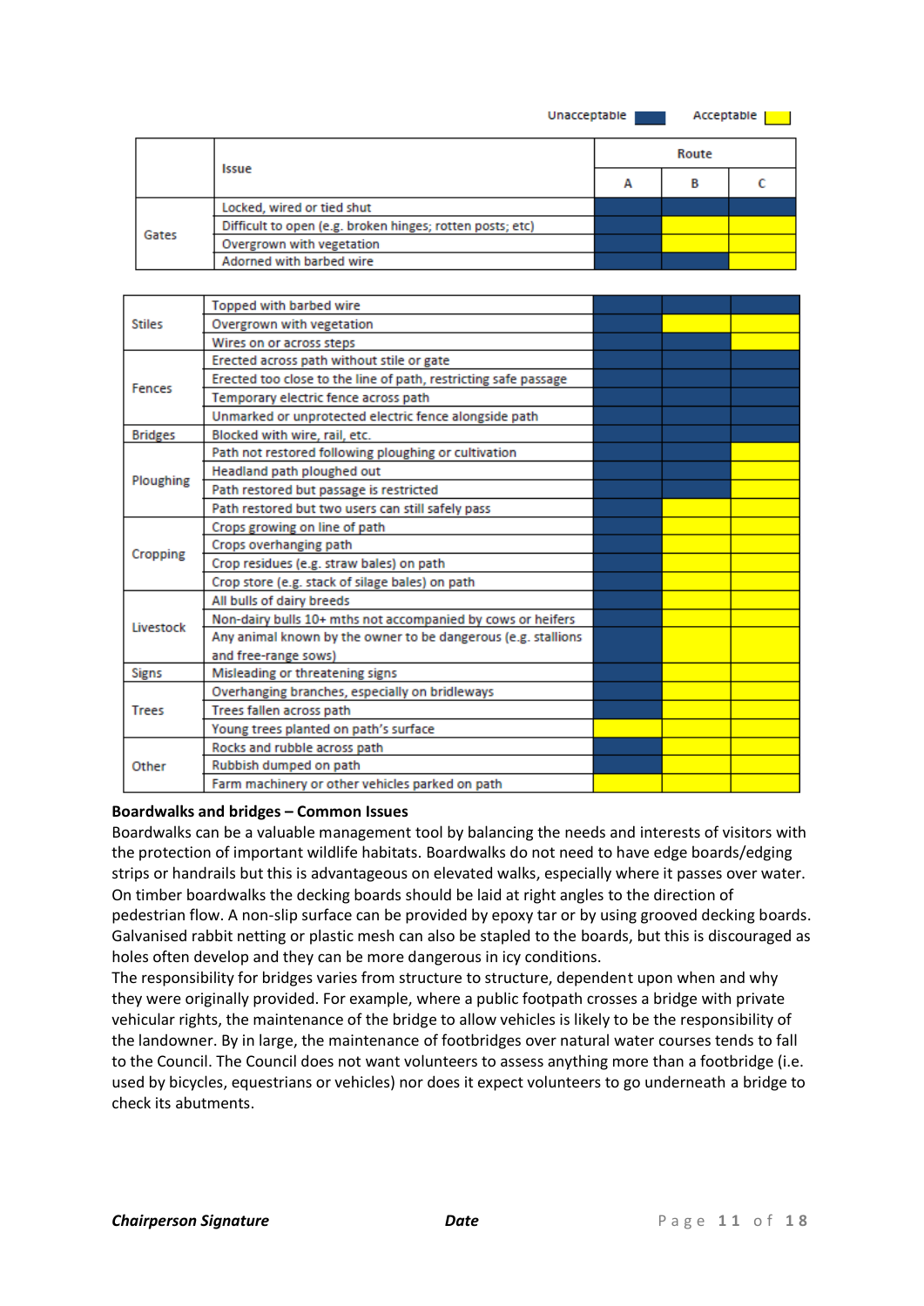Legend: Unacceptable (blue) | Acceptable (yellow)

| | Issue | Route A | Route B | Route C |
|---|---|---|---|---|
| Gates | Locked, wired or tied shut | Unacceptable | Unacceptable | Unacceptable |
| | Difficult to open (e.g. broken hinges; rotten posts; etc) | Unacceptable | Acceptable | Acceptable |
| | Overgrown with vegetation | Unacceptable | Acceptable | Acceptable |
| | Adorned with barbed wire | Unacceptable | Unacceptable | Acceptable |
| Stiles | Topped with barbed wire | Unacceptable | Unacceptable | Unacceptable |
| | Overgrown with vegetation | Unacceptable | Acceptable | Acceptable |
| | Wires on or across steps | Unacceptable | Unacceptable | Acceptable |
| Fences | Erected across path without stile or gate | Unacceptable | Unacceptable | Unacceptable |
| | Erected too close to the line of path, restricting safe passage | Unacceptable | Unacceptable | Unacceptable |
| | Temporary electric fence across path | Unacceptable | Unacceptable | Unacceptable |
| | Unmarked or unprotected electric fence alongside path | Unacceptable | Unacceptable | Unacceptable |
| Bridges | Blocked with wire, rail, etc. | Unacceptable | Unacceptable | Unacceptable |
| Ploughing | Path not restored following ploughing or cultivation | Unacceptable | Unacceptable | Acceptable |
| | Headland path ploughed out | Unacceptable | Unacceptable | Acceptable |
| | Path restored but passage is restricted | Unacceptable | Unacceptable | Acceptable |
| | Path restored but two users can still safely pass | Unacceptable | Acceptable | Acceptable |
| Cropping | Crops growing on line of path | Unacceptable | Acceptable | Acceptable |
| | Crops overhanging path | Unacceptable | Acceptable | Acceptable |
| | Crop residues (e.g. straw bales) on path | Unacceptable | Acceptable | Acceptable |
| | Crop store (e.g. stack of silage bales) on path | Unacceptable | Acceptable | Acceptable |
| Livestock | All bulls of dairy breeds | Unacceptable | Acceptable | Acceptable |
| | Non-dairy bulls 10+ mths not accompanied by cows or heifers | Unacceptable | Acceptable | Acceptable |
| | Any animal known by the owner to be dangerous (e.g. stallions and free-range sows) | Unacceptable | Acceptable | Acceptable |
| Signs | Misleading or threatening signs | Unacceptable | Acceptable | Acceptable |
| Trees | Overhanging branches, especially on bridleways | Unacceptable | Acceptable | Acceptable |
| | Trees fallen across path | Unacceptable | Acceptable | Acceptable |
| | Young trees planted on path's surface | Acceptable | Acceptable | Acceptable |
| Other | Rocks and rubble across path | Unacceptable | Acceptable | Acceptable |
| | Rubbish dumped on path | Unacceptable | Acceptable | Acceptable |
| | Farm machinery or other vehicles parked on path | Acceptable | Acceptable | Acceptable |

**Boardwalks and bridges – Common Issues**

Boardwalks can be a valuable management tool by balancing the needs and interests of visitors with the protection of important wildlife habitats. Boardwalks do not need to have edge boards/edging strips or handrails but this is advantageous on elevated walks, especially where it passes over water. On timber boardwalks the decking boards should be laid at right angles to the direction of pedestrian flow. A non-slip surface can be provided by epoxy tar or by using grooved decking boards. Galvanised rabbit netting or plastic mesh can also be stapled to the boards, but this is discouraged as holes often develop and they can be more dangerous in icy conditions.

The responsibility for bridges varies from structure to structure, dependent upon when and why they were originally provided. For example, where a public footpath crosses a bridge with private vehicular rights, the maintenance of the bridge to allow vehicles is likely to be the responsibility of the landowner. By in large, the maintenance of footbridges over natural water courses tends to fall to the Council. The Council does not want volunteers to assess anything more than a footbridge (i.e. used by bicycles, equestrians or vehicles) nor does it expect volunteers to go underneath a bridge to check its abutments.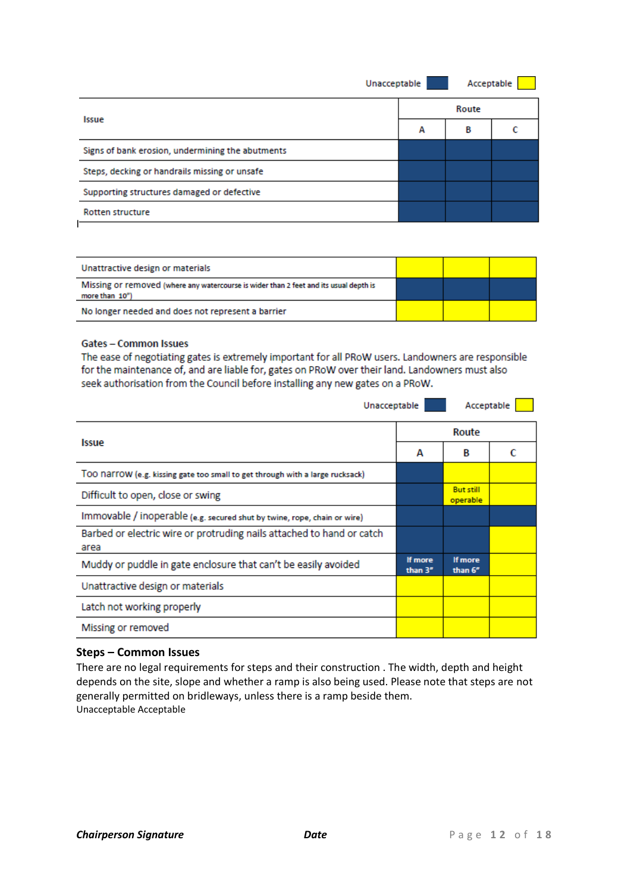Unacceptable ■ Acceptable □

| Issue | Route | | |
|---|---|---|---|
| | A | B | C |
| Signs of bank erosion, undermining the abutments | Unacceptable | Unacceptable | Unacceptable |
| Steps, decking or handrails missing or unsafe | Unacceptable | Unacceptable | Unacceptable |
| Supporting structures damaged or defective | Unacceptable | Unacceptable | Unacceptable |
| Rotten structure | Unacceptable | Unacceptable | Unacceptable |
| Unattractive design or materials | Acceptable | Acceptable | Acceptable |
| Missing or removed (where any watercourse is wider than 2 feet and its usual depth is more than 10") | Unacceptable | Unacceptable | Unacceptable |
| No longer needed and does not represent a barrier | Acceptable | Acceptable | Acceptable |

**Gates – Common Issues**

The ease of negotiating gates is extremely important for all PRoW users. Landowners are responsible for the maintenance of, and are liable for, gates on PRoW over their land. Landowners must also seek authorisation from the Council before installing any new gates on a PRoW.

Unacceptable ■ Acceptable □

| Issue | Route | | |
|---|---|---|---|
| | A | B | C |
| Too narrow (e.g. kissing gate too small to get through with a large rucksack) | Unacceptable | Acceptable | Acceptable |
| Difficult to open, close or swing | Unacceptable | Acceptable (But still operable) | Acceptable |
| Immovable / inoperable (e.g. secured shut by twine, rope, chain or wire) | Unacceptable | Unacceptable | Unacceptable |
| Barbed or electric wire or protruding nails attached to hand or catch area | Unacceptable | Unacceptable | Acceptable |
| Muddy or puddle in gate enclosure that can't be easily avoided | Unacceptable (If more than 3") | Unacceptable (If more than 6") | Acceptable |
| Unattractive design or materials | Acceptable | Acceptable | Acceptable |
| Latch not working properly | Acceptable | Acceptable | Acceptable |
| Missing or removed | Acceptable | Acceptable | Acceptable |

**Steps – Common Issues**

There are no legal requirements for steps and their construction . The width, depth and height depends on the site, slope and whether a ramp is also being used. Please note that steps are not generally permitted on bridleways, unless there is a ramp beside them.

Unacceptable Acceptable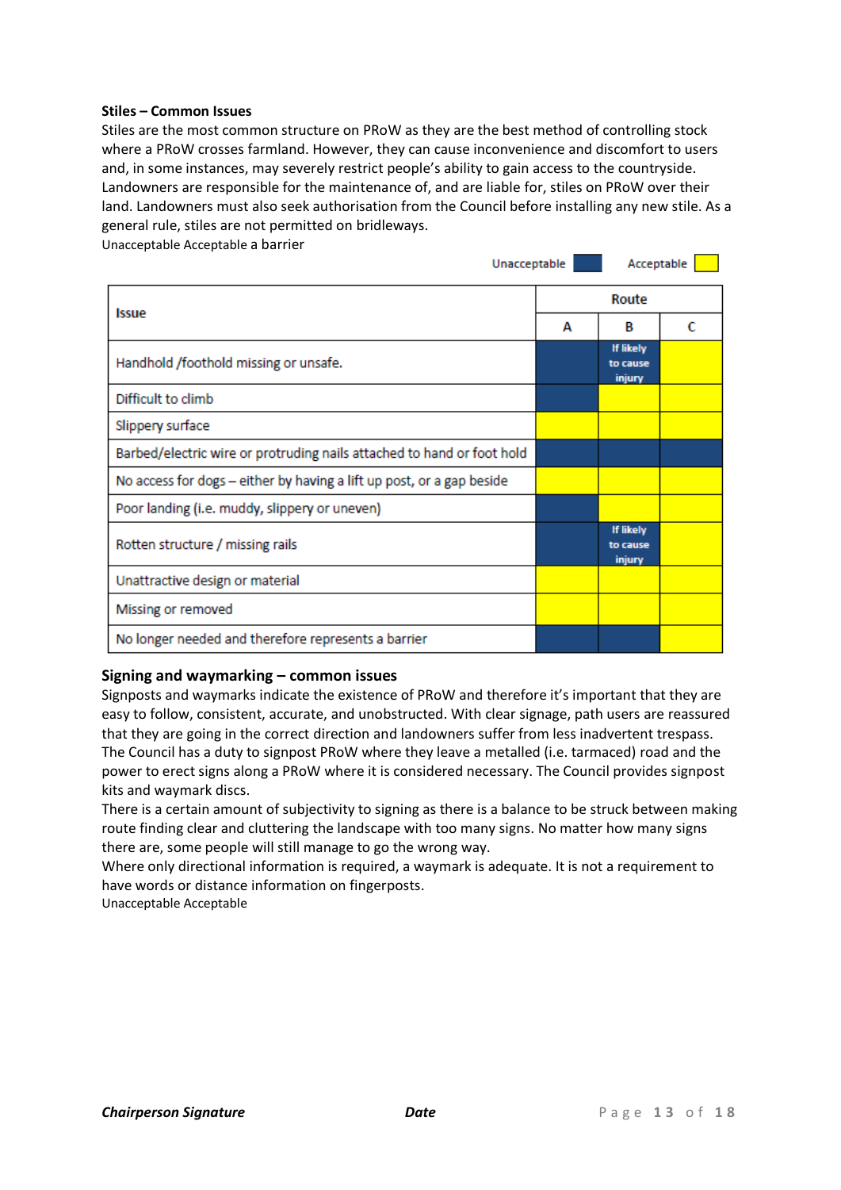**Stiles – Common Issues**

Stiles are the most common structure on PRoW as they are the best method of controlling stock where a PRoW crosses farmland. However, they can cause inconvenience and discomfort to users and, in some instances, may severely restrict people's ability to gain access to the countryside. Landowners are responsible for the maintenance of, and are liable for, stiles on PRoW over their land. Landowners must also seek authorisation from the Council before installing any new stile. As a general rule, stiles are not permitted on bridleways.

Unacceptable Acceptable a barrier

Unacceptable (dark blue) Acceptable (yellow)

| Issue | Route | | |
|---|---|---|---|
| | A | B | C |
| Handhold /foothold missing or unsafe. | Unacceptable | Unacceptable – If likely to cause injury | Acceptable |
| Difficult to climb | Unacceptable | Acceptable | Acceptable |
| Slippery surface | Acceptable | Acceptable | Acceptable |
| Barbed/electric wire or protruding nails attached to hand or foot hold | Unacceptable | Unacceptable | Unacceptable |
| No access for dogs – either by having a lift up post, or a gap beside | Acceptable | Acceptable | Acceptable |
| Poor landing (i.e. muddy, slippery or uneven) | Unacceptable | Acceptable | Acceptable |
| Rotten structure / missing rails | Unacceptable | Unacceptable – If likely to cause injury | Acceptable |
| Unattractive design or material | Acceptable | Acceptable | Acceptable |
| Missing or removed | Acceptable | Acceptable | Acceptable |
| No longer needed and therefore represents a barrier | Unacceptable | Unacceptable | Acceptable |

**Signing and waymarking – common issues**

Signposts and waymarks indicate the existence of PRoW and therefore it's important that they are easy to follow, consistent, accurate, and unobstructed. With clear signage, path users are reassured that they are going in the correct direction and landowners suffer from less inadvertent trespass. The Council has a duty to signpost PRoW where they leave a metalled (i.e. tarmaced) road and the power to erect signs along a PRoW where it is considered necessary. The Council provides signpost kits and waymark discs.

There is a certain amount of subjectivity to signing as there is a balance to be struck between making route finding clear and cluttering the landscape with too many signs. No matter how many signs there are, some people will still manage to go the wrong way.

Where only directional information is required, a waymark is adequate. It is not a requirement to have words or distance information on fingerposts.

Unacceptable Acceptable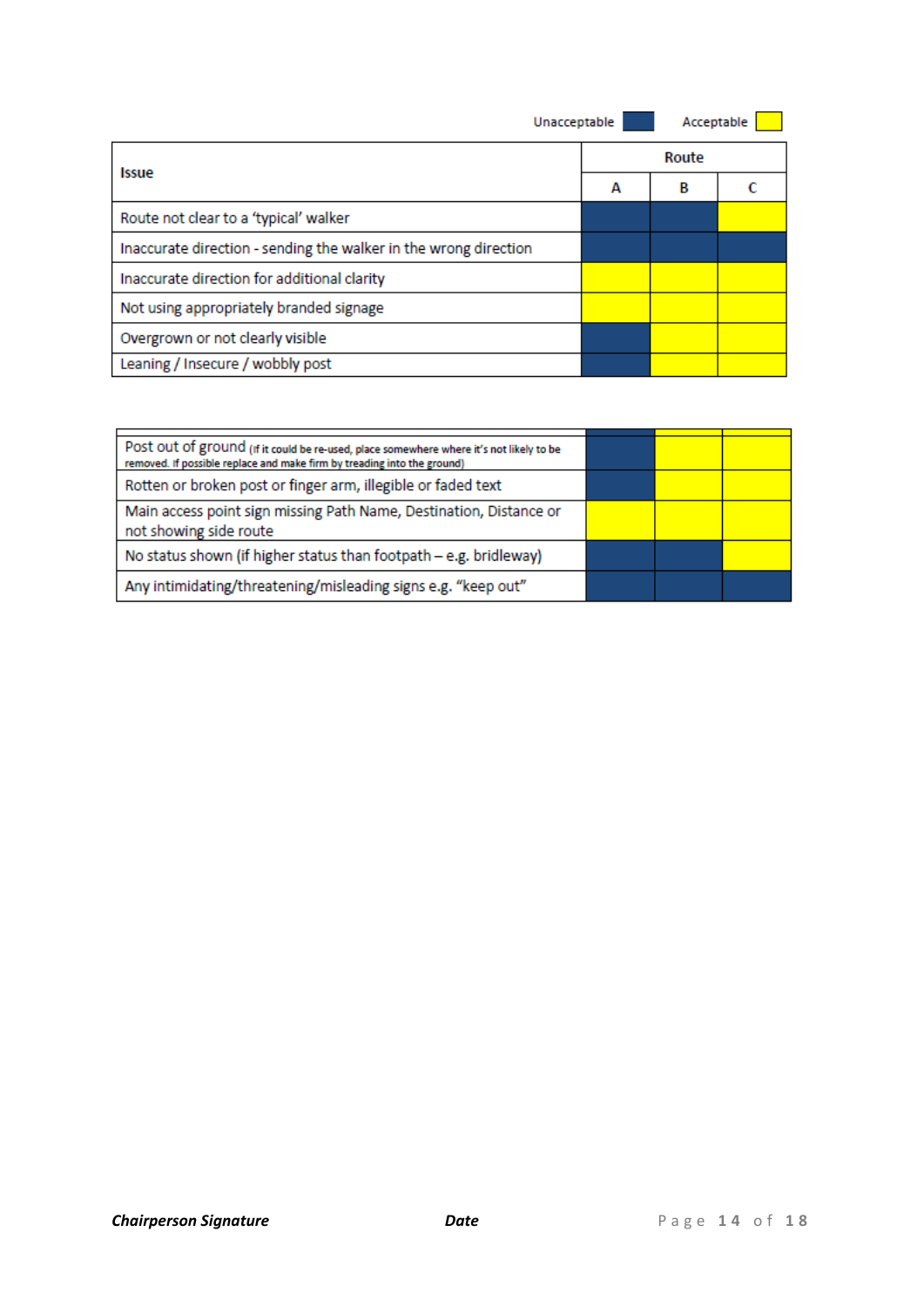Unacceptable ■ Acceptable □

| Issue | Route | | |
|---|---|---|---|
| | A | B | C |
| Route not clear to a 'typical' walker | Unacceptable | Unacceptable | Acceptable |
| Inaccurate direction - sending the walker in the wrong direction | Unacceptable | Unacceptable | Unacceptable |
| Inaccurate direction for additional clarity | Acceptable | Acceptable | Acceptable |
| Not using appropriately branded signage | Acceptable | Acceptable | Acceptable |
| Overgrown or not clearly visible | Unacceptable | Acceptable | Acceptable |
| Leaning / Insecure / wobbly post | Unacceptable | Acceptable | Acceptable |
| Post out of ground (If it could be re-used, place somewhere where it's not likely to be removed. If possible replace and make firm by treading into the ground) | Unacceptable | Acceptable | Acceptable |
| Rotten or broken post or finger arm, illegible or faded text | Unacceptable | Acceptable | Acceptable |
| Main access point sign missing Path Name, Destination, Distance or not showing side route | Acceptable | Acceptable | Acceptable |
| No status shown (if higher status than footpath – e.g. bridleway) | Unacceptable | Unacceptable | Acceptable |
| Any intimidating/threatening/misleading signs e.g. "keep out" | Unacceptable | Unacceptable | Unacceptable |

***Chairperson Signature*** ***Date***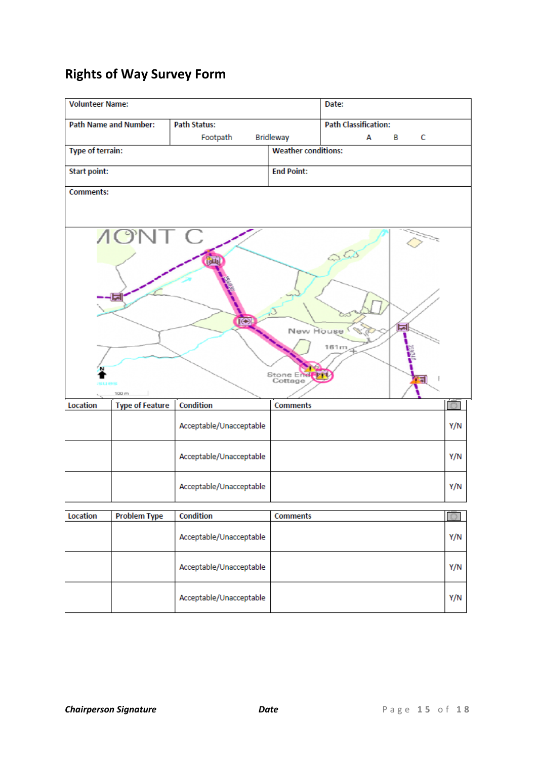## Rights of Way Survey Form

| Volunteer Name: | | Date: |
|---|---|---|
| Path Name and Number: | Path Status: Footpath Bridleway | Path Classification: A B C |
| Type of terrain: | Weather conditions: | |
| Start point: | End Point: | |
| Comments: | | |

| Location | Type of Feature | Condition | Comments | |
|---|---|---|---|---|
| | | Acceptable/Unacceptable | | Y/N |
| | | Acceptable/Unacceptable | | Y/N |
| | | Acceptable/Unacceptable | | Y/N |

| Location | Problem Type | Condition | Comments | |
|---|---|---|---|---|
| | | Acceptable/Unacceptable | | Y/N |
| | | Acceptable/Unacceptable | | Y/N |
| | | Acceptable/Unacceptable | | Y/N |

***Chairperson Signature*** ***Date***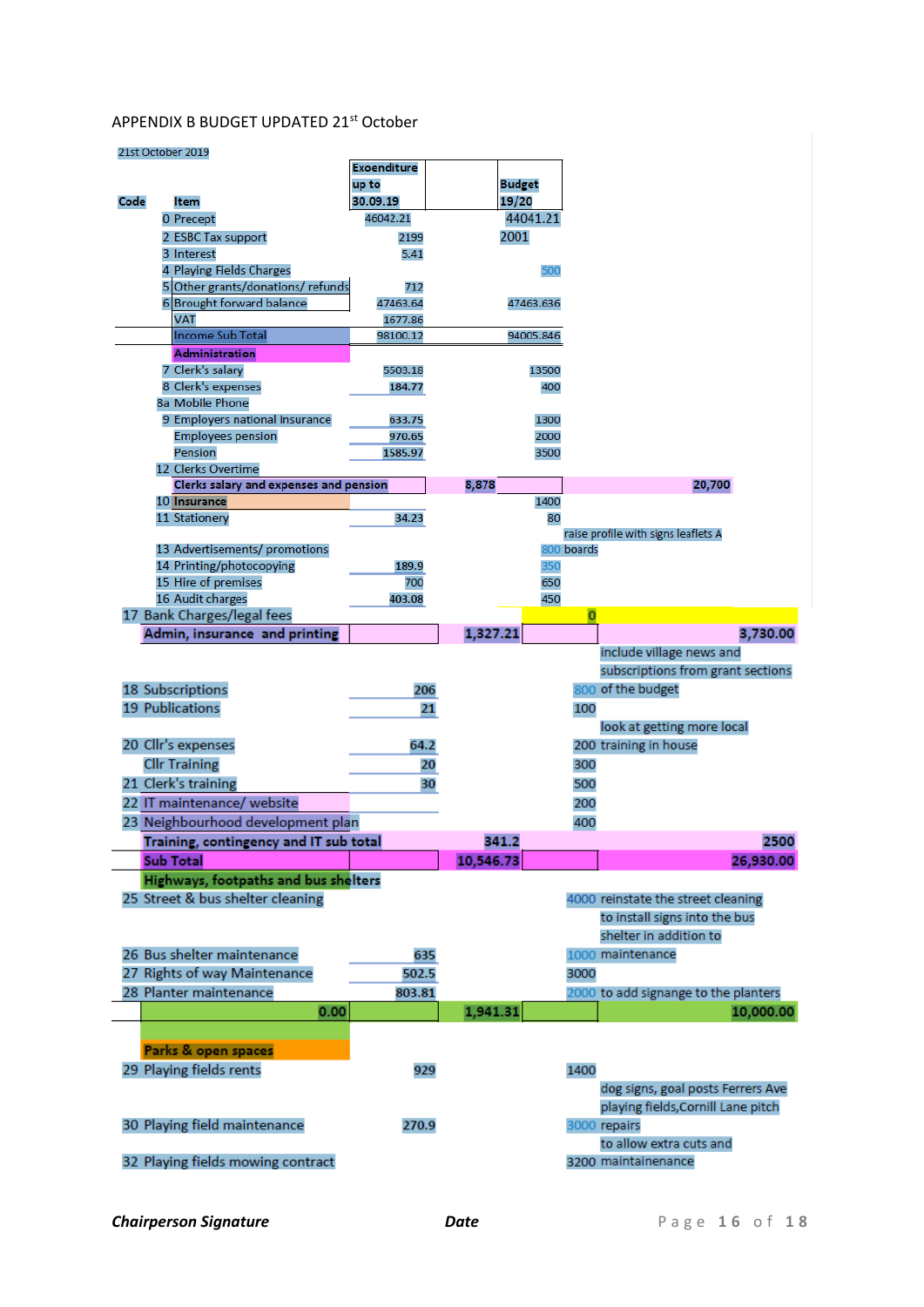APPENDIX B BUDGET UPDATED 21[st] October

21st October 2019

| Code | Item | Exoenditure up to 30.09.19 | | Budget 19/20 | |
|---|---|---|---|---|---|
| 0 | Precept | 46042.21 | | 44041.21 | |
| 2 | ESBC Tax support | 2199 | | 2001 | |
| 3 | Interest | 5.41 | | | |
| 4 | Playing Fields Charges | | | 500 | |
| 5 | Other grants/donations/ refunds | 712 | | | |
| 6 | Brought forward balance | 47463.64 | | 47463.636 | |
| | VAT | 1677.86 | | | |
| | Income Sub Total | 98100.12 | | 94005.846 | |
| | **Administration** | | | | |
| 7 | Clerk's salary | 5503.18 | | 13500 | |
| 8 | Clerk's expenses | 184.77 | | 400 | |
| 8a | Mobile Phone | | | | |
| 9 | Employers national insurance | 633.75 | | 1300 | |
| | Employees pension | 970.65 | | 2000 | |
| | Pension | 1585.97 | | 3500 | |
| 12 | Clerks Overtime | | | | |
| | **Clerks salary and expenses and pension** | | **8,878** | | **20,700** |
| 10 | **Insurance** | | | 1400 | |
| 11 | Stationery | 34.23 | | 80 | |
| 13 | Advertisements/ promotions | | | 800 | raise profile with signs leaflets A boards |
| 14 | Printing/photocopying | 189.9 | | 350 | |
| 15 | Hire of premises | 700 | | 650 | |
| 16 | Audit charges | 403.08 | | 450 | |
| 17 | Bank Charges/legal fees | | | 0 | |
| | **Admin, insurance and printing** | | **1,327.21** | | **3,730.00** |
| 18 | Subscriptions | 206 | | 800 | include village news and subscriptions from grant sections of the budget |
| 19 | Publications | 21 | | 100 | |
| 20 | Cllr's expenses | 64.2 | | 200 | look at getting more local training in house |
| | Cllr Training | 20 | | 300 | |
| 21 | Clerk's training | 30 | | 500 | |
| 22 | IT maintenance/ website | | | 200 | |
| 23 | Neighbourhood development plan | | | 400 | |
| | **Training, contingency and IT sub total** | | **341.2** | | **2500** |
| | **Sub Total** | | **10,546.73** | | **26,930.00** |
| | **Highways, footpaths and bus shelters** | | | | |
| 25 | Street & bus shelter cleaning | | | 4000 | reinstate the street cleaning |
| 26 | Bus shelter maintenance | 635 | | 1000 | to install signs into the bus shelter in addition to maintenance |
| 27 | Rights of way Maintenance | 502.5 | | 3000 | |
| 28 | Planter maintenance | 803.81 | | 2000 | to add signage to the planters |
| | | 0.00 | **1,941.31** | | **10,000.00** |
| | **Parks & open spaces** | | | | |
| 29 | Playing fields rents | 929 | | 1400 | |
| 30 | Playing field maintenance | 270.9 | | 3000 | dog signs, goal posts Ferrers Ave playing fields,Cornill Lane pitch repairs |
| 32 | Playing fields mowing contract | | | 3200 | to allow extra cuts and maintainenance |

***Chairperson Signature*** ***Date***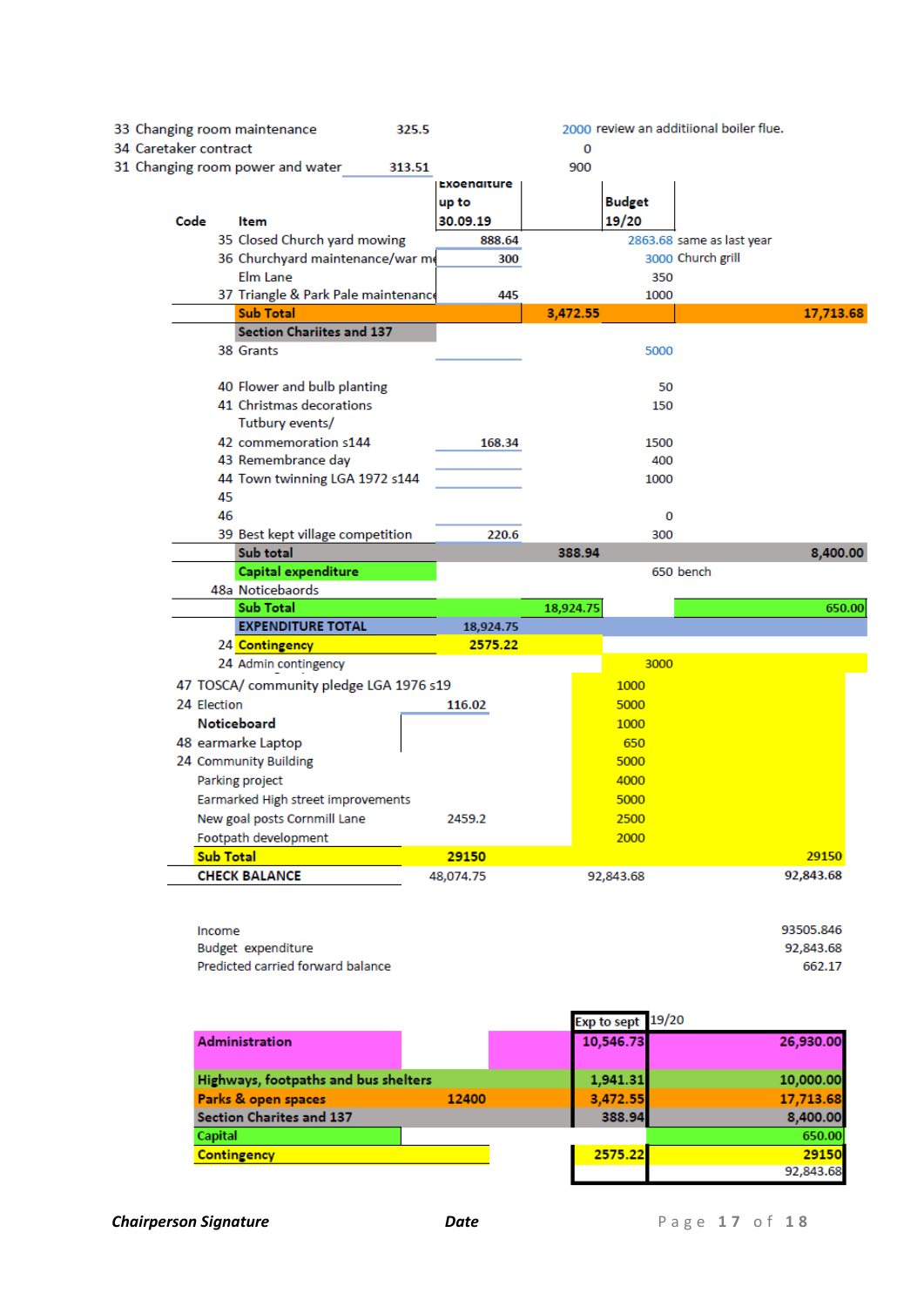| Code | Item | Expenditure up to 30.09.19 | | Budget 19/20 | | |
|---|---|---|---|---|---|---|
| 33 | Changing room maintenance | 325.5 | | 2000 | review an additiional boiler flue. | |
| 34 | Caretaker contract | | | 0 | | |
| 31 | Changing room power and water | 313.51 | | 900 | | |
| 35 | Closed Church yard mowing | 888.64 | | 2863.68 | same as last year | |
| 36 | Churchyard maintenance/war me | 300 | | 3000 | Church grill | |
| | Elm Lane | | | 350 | | |
| 37 | Triangle & Park Pale maintenance | 445 | | 1000 | | |
| | **Sub Total** | | **3,472.55** | | | **17,713.68** |
| | **Section Chariites and 137** | | | | | |
| 38 | Grants | | | 5000 | | |
| 40 | Flower and bulb planting | | | 50 | | |
| 41 | Christmas decorations | | | 150 | | |
| 42 | Tutbury events/ commemoration s144 | 168.34 | | 1500 | | |
| 43 | Remembrance day | | | 400 | | |
| 44 | Town twinning LGA 1972 s144 | | | 1000 | | |
| 45 | | | | | | |
| 46 | | | | 0 | | |
| 39 | Best kept village competition | 220.6 | | 300 | | |
| | **Sub total** | | **388.94** | | | **8,400.00** |
| | **Capital expenditure** | | | 650 | bench | |
| 48a | Noticebaords | | | | | |
| | **Sub Total** | | **18,924.75** | | | **650.00** |
| | **EXPENDITURE TOTAL** | 18,924.75 | | | | |
| 24 | **Contingency** | **2575.22** | | | | |
| 24 | Admin contingency | | | 3000 | | |
| 47 | TOSCA/ community pledge LGA 1976 s19 | | | 1000 | | |
| 24 | Election | 116.02 | | 5000 | | |
| | **Noticeboard** | | | 1000 | | |
| 48 | earmarke Laptop | | | 650 | | |
| 24 | Community Building | | | 5000 | | |
| | Parking project | | | 4000 | | |
| | Earmarked High street improvements | | | 5000 | | |
| | New goal posts Cornmill Lane | 2459.2 | | 2500 | | |
| | Footpath development | | | 2000 | | |
| | **Sub Total** | **29150** | | | | **29150** |
| | **CHECK BALANCE** | 48,074.75 | | 92,843.68 | | 92,843.68 |

| | |
|---|---|
| Income | 93505.846 |
| Budget expenditure | 92,843.68 |
| Predicted carried forward balance | 662.17 |

| | | Exp to sept | 19/20 |
|---|---|---|---|
| **Administration** | | **10,546.73** | **26,930.00** |
| **Highways, footpaths and bus shelters** | | **1,941.31** | **10,000.00** |
| **Parks & open spaces** | **12400** | **3,472.55** | **17,713.68** |
| **Section Charites and 137** | | **388.94** | **8,400.00** |
| **Capital** | | | **650.00** |
| **Contingency** | | **2575.22** | **29150** |
| | | | 92,843.68 |

***Chairperson Signature*** ***Date***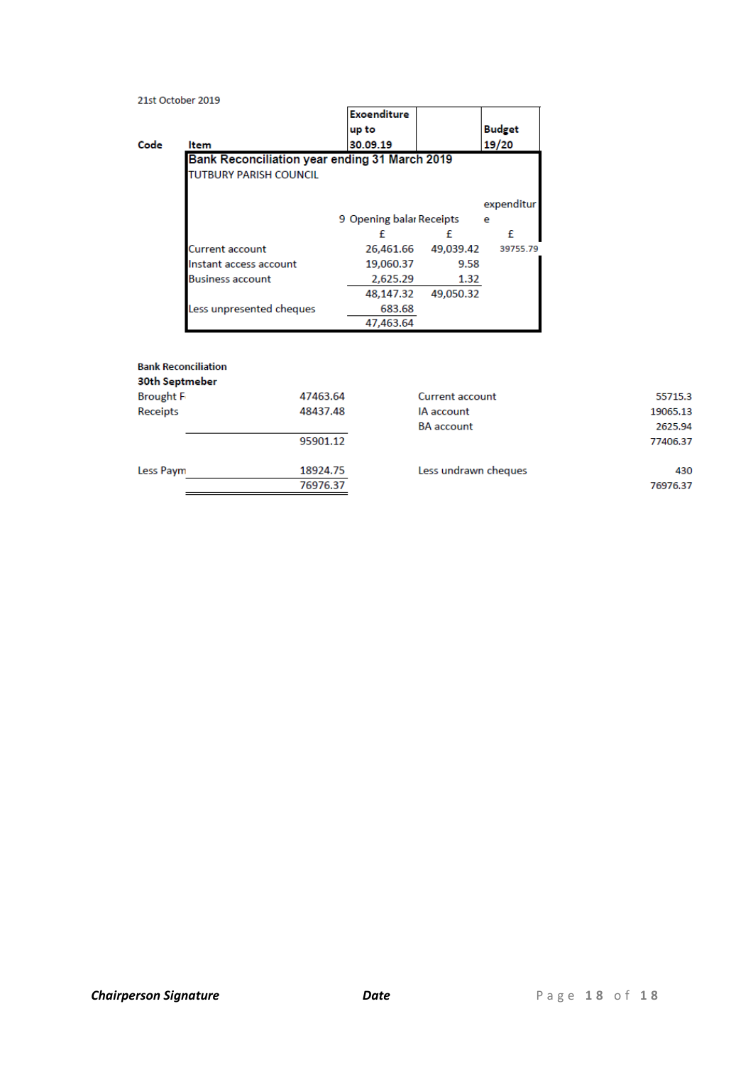21st October 2019

| Code | Item | Exoenditure up to 30.09.19 | | Budget 19/20 |
|---|---|---|---|---|

**Bank Reconciliation year ending 31 March 2019**

TUTBURY PARISH COUNCIL

| | 9 Opening balan | Receipts | expenditure |
|---|---|---|---|
| | £ | £ | £ |
| Current account | 26,461.66 | 49,039.42 | 39755.79 |
| Instant access account | 19,060.37 | 9.58 | |
| Business account | 2,625.29 | 1.32 | |
| | 48,147.32 | 49,050.32 | |
| Less unpresented cheques | 683.68 | | |
| | 47,463.64 | | |

**Bank Reconciliation**

**30th Septmeber**

| | | | |
|---|---|---|---|
| Brought F | 47463.64 | Current account | 55715.3 |
| Receipts | 48437.48 | IA account | 19065.13 |
| | | BA account | 2625.94 |
| | 95901.12 | | 77406.37 |
| Less Paym | 18924.75 | Less undrawn cheques | 430 |
| | 76976.37 | | 76976.37 |

***Chairperson Signature*** ***Date***